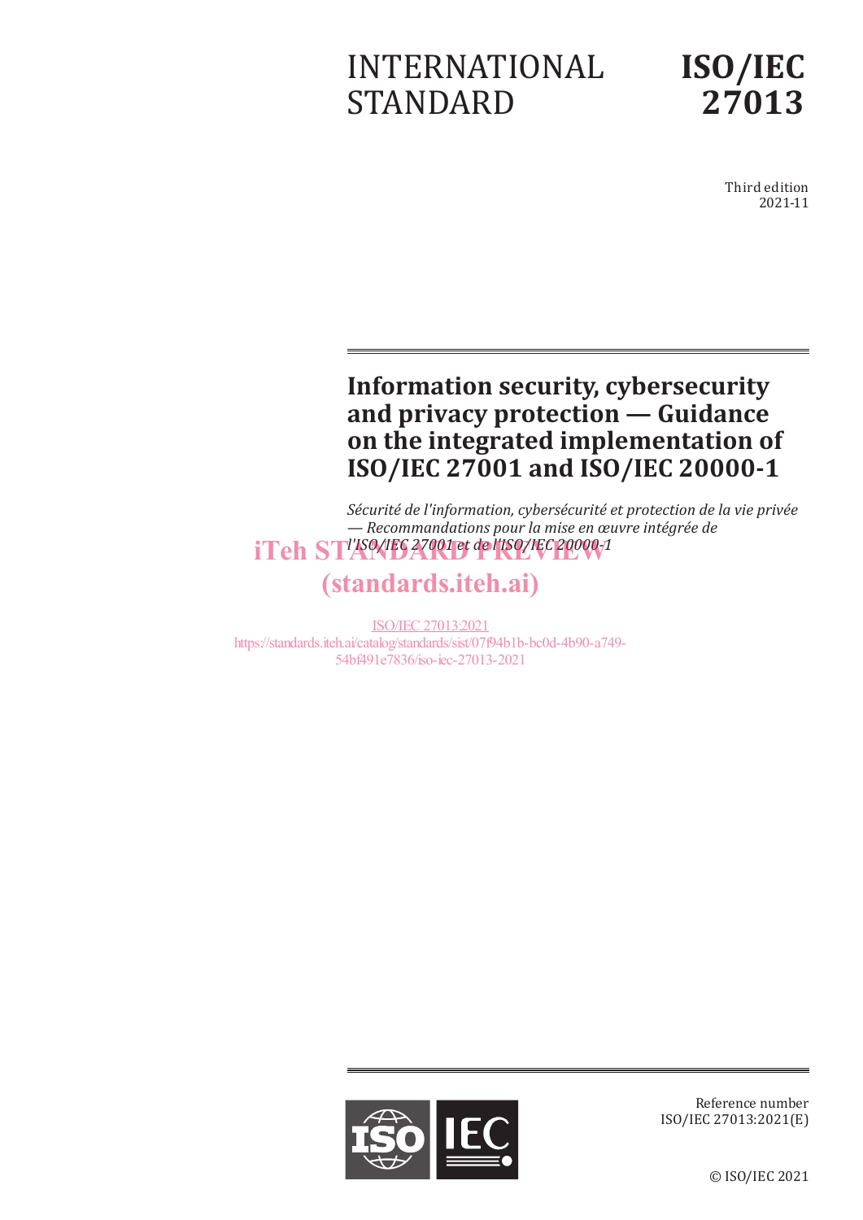INTERNATIONAL STANDARD

# ISO/IEC 27013

Third edition
2021-11

## Information security, cybersecurity and privacy protection — Guidance on the integrated implementation of ISO/IEC 27001 and ISO/IEC 20000-1

*Sécurité de l'information, cybersécurité et protection de la vie privée — Recommandations pour la mise en œuvre intégrée de l'ISO/IEC 27001 et de l'ISO/IEC 20000-1*

iTeh STANDARD PREVIEW
(standards.iteh.ai)

ISO/IEC 27013:2021
https://standards.iteh.ai/catalog/standards/sist/07f94b1b-bc0d-4b90-a749-54bf491e7836/iso-iec-27013-2021

Reference number
ISO/IEC 27013:2021(E)

© ISO/IEC 2021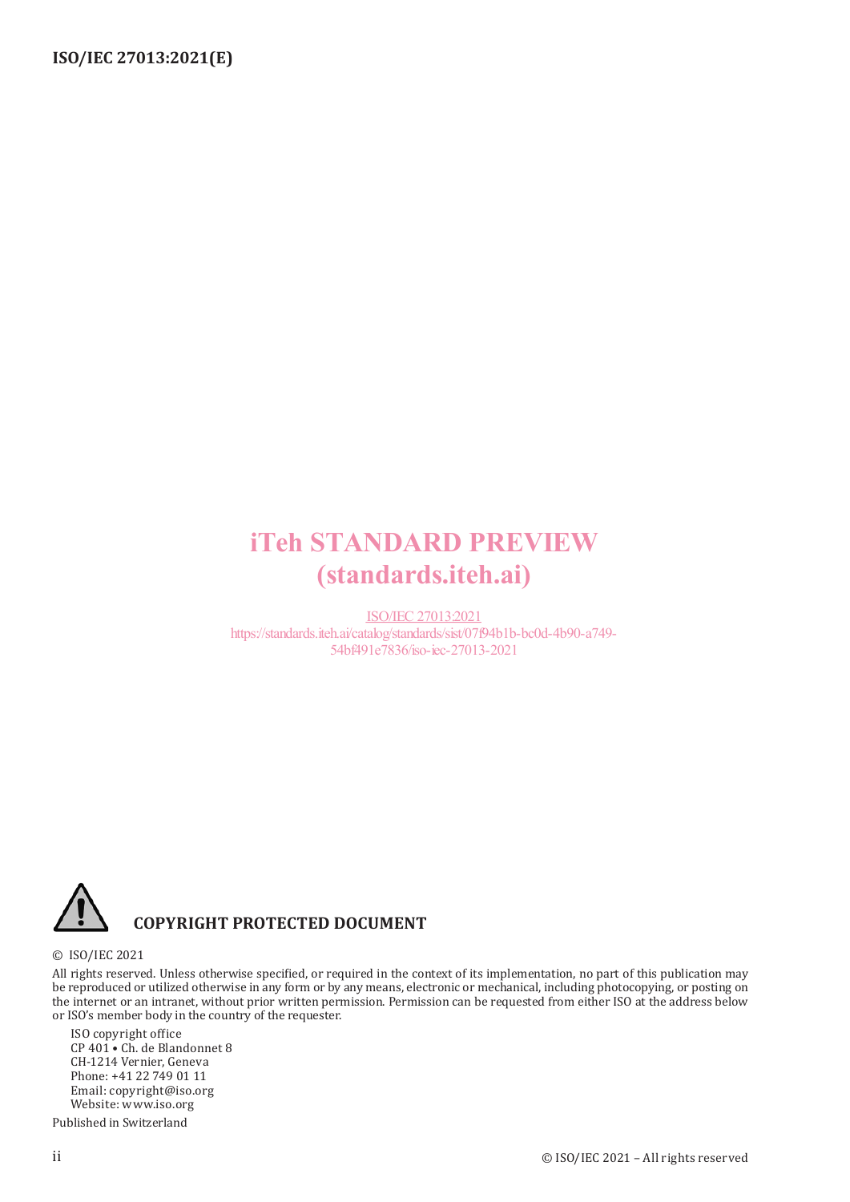iTeh STANDARD PREVIEW
(standards.iteh.ai)

ISO/IEC 27013:2021
https://standards.iteh.ai/catalog/standards/sist/07f94b1b-bc0d-4b90-a749-54bf491e7836/iso-iec-27013-2021

**COPYRIGHT PROTECTED DOCUMENT**

© ISO/IEC 2021

All rights reserved. Unless otherwise specified, or required in the context of its implementation, no part of this publication may be reproduced or utilized otherwise in any form or by any means, electronic or mechanical, including photocopying, or posting on the internet or an intranet, without prior written permission. Permission can be requested from either ISO at the address below or ISO's member body in the country of the requester.

ISO copyright office
CP 401 • Ch. de Blandonnet 8
CH-1214 Vernier, Geneva
Phone: +41 22 749 01 11
Email: copyright@iso.org
Website: www.iso.org

Published in Switzerland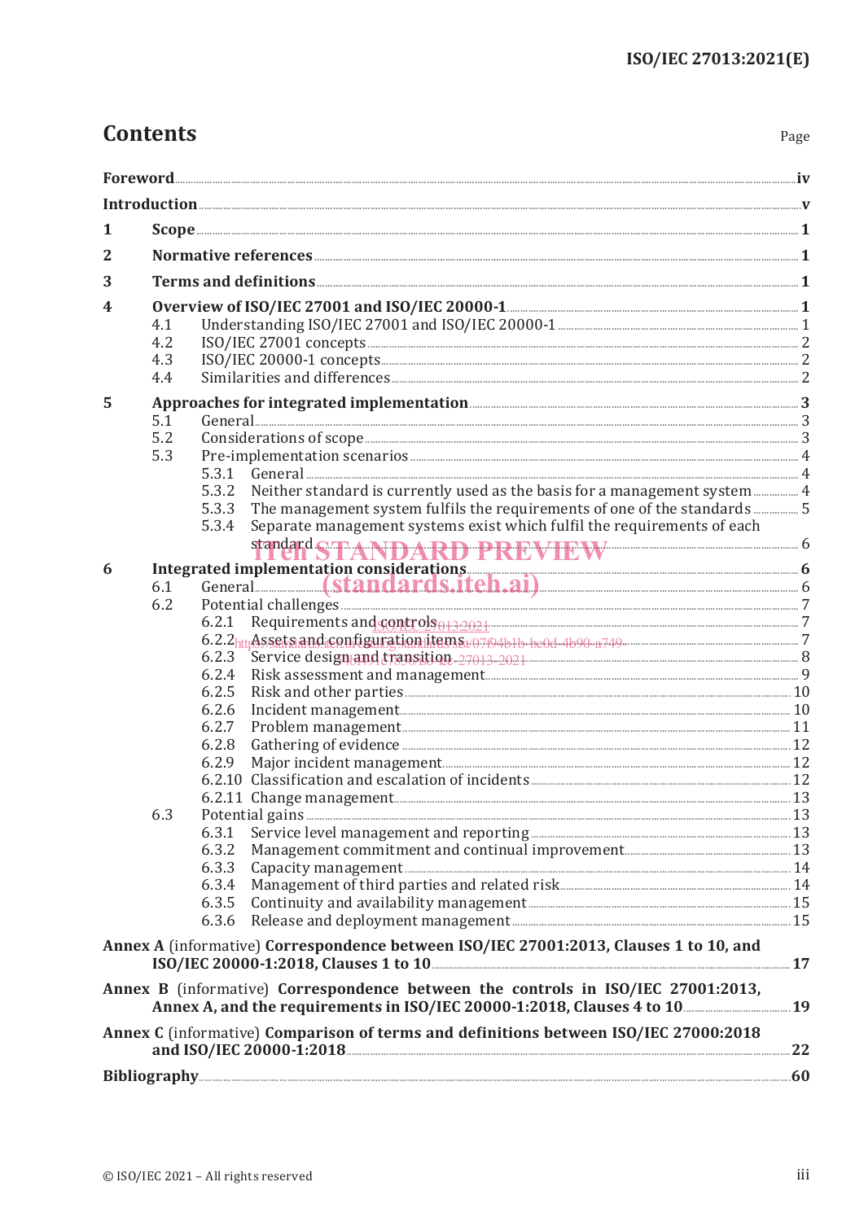# Contents

Page

Foreword .... iv

Introduction .... v

1 Scope .... 1

2 Normative references .... 1

3 Terms and definitions .... 1

4 Overview of ISO/IEC 27001 and ISO/IEC 20000-1 .... 1
- 4.1 Understanding ISO/IEC 27001 and ISO/IEC 20000-1 .... 1
- 4.2 ISO/IEC 27001 concepts .... 2
- 4.3 ISO/IEC 20000-1 concepts .... 2
- 4.4 Similarities and differences .... 2

5 Approaches for integrated implementation .... 3
- 5.1 General .... 3
- 5.2 Considerations of scope .... 3
- 5.3 Pre-implementation scenarios .... 4
  - 5.3.1 General .... 4
  - 5.3.2 Neither standard is currently used as the basis for a management system .... 4
  - 5.3.3 The management system fulfils the requirements of one of the standards .... 5
  - 5.3.4 Separate management systems exist which fulfil the requirements of each standard .... 6

6 Integrated implementation considerations .... 6
- 6.1 General .... 6
- 6.2 Potential challenges .... 7
  - 6.2.1 Requirements and controls .... 7
  - 6.2.2 Assets and configuration items .... 7
  - 6.2.3 Service design and transition .... 8
  - 6.2.4 Risk assessment and management .... 9
  - 6.2.5 Risk and other parties .... 10
  - 6.2.6 Incident management .... 10
  - 6.2.7 Problem management .... 11
  - 6.2.8 Gathering of evidence .... 12
  - 6.2.9 Major incident management .... 12
  - 6.2.10 Classification and escalation of incidents .... 12
  - 6.2.11 Change management .... 13
- 6.3 Potential gains .... 13
  - 6.3.1 Service level management and reporting .... 13
  - 6.3.2 Management commitment and continual improvement .... 13
  - 6.3.3 Capacity management .... 14
  - 6.3.4 Management of third parties and related risk .... 14
  - 6.3.5 Continuity and availability management .... 15
  - 6.3.6 Release and deployment management .... 15

Annex A (informative) Correspondence between ISO/IEC 27001:2013, Clauses 1 to 10, and ISO/IEC 20000-1:2018, Clauses 1 to 10 .... 17

Annex B (informative) Correspondence between the controls in ISO/IEC 27001:2013, Annex A, and the requirements in ISO/IEC 20000-1:2018, Clauses 4 to 10 .... 19

Annex C (informative) Comparison of terms and definitions between ISO/IEC 27000:2018 and ISO/IEC 20000-1:2018 .... 22

Bibliography .... 60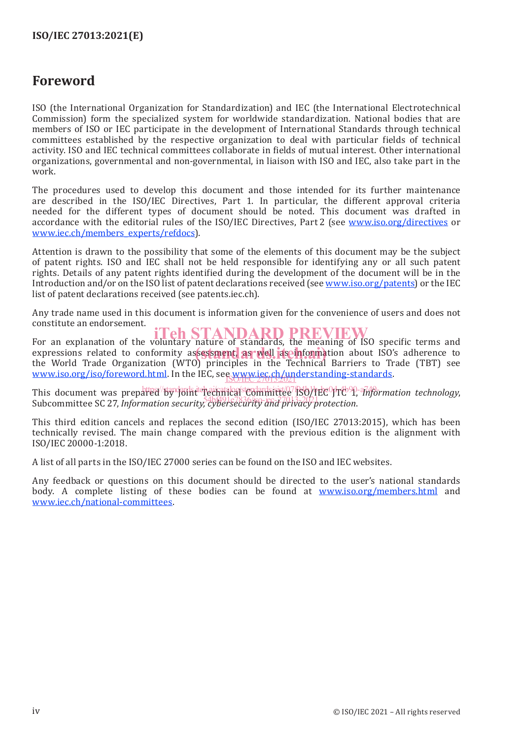# Foreword

ISO (the International Organization for Standardization) and IEC (the International Electrotechnical Commission) form the specialized system for worldwide standardization. National bodies that are members of ISO or IEC participate in the development of International Standards through technical committees established by the respective organization to deal with particular fields of technical activity. ISO and IEC technical committees collaborate in fields of mutual interest. Other international organizations, governmental and non-governmental, in liaison with ISO and IEC, also take part in the work.

The procedures used to develop this document and those intended for its further maintenance are described in the ISO/IEC Directives, Part 1. In particular, the different approval criteria needed for the different types of document should be noted. This document was drafted in accordance with the editorial rules of the ISO/IEC Directives, Part 2 (see www.iso.org/directives or www.iec.ch/members_experts/refdocs).

Attention is drawn to the possibility that some of the elements of this document may be the subject of patent rights. ISO and IEC shall not be held responsible for identifying any or all such patent rights. Details of any patent rights identified during the development of the document will be in the Introduction and/or on the ISO list of patent declarations received (see www.iso.org/patents) or the IEC list of patent declarations received (see patents.iec.ch).

Any trade name used in this document is information given for the convenience of users and does not constitute an endorsement.

For an explanation of the voluntary nature of standards, the meaning of ISO specific terms and expressions related to conformity assessment, as well as information about ISO's adherence to the World Trade Organization (WTO) principles in the Technical Barriers to Trade (TBT) see www.iso.org/iso/foreword.html. In the IEC, see www.iec.ch/understanding-standards.

This document was prepared by Joint Technical Committee ISO/IEC JTC 1, *Information technology*, Subcommittee SC 27, *Information security, cybersecurity and privacy protection*.

This third edition cancels and replaces the second edition (ISO/IEC 27013:2015), which has been technically revised. The main change compared with the previous edition is the alignment with ISO/IEC 20000-1:2018.

A list of all parts in the ISO/IEC 27000 series can be found on the ISO and IEC websites.

Any feedback or questions on this document should be directed to the user's national standards body. A complete listing of these bodies can be found at www.iso.org/members.html and www.iec.ch/national-committees.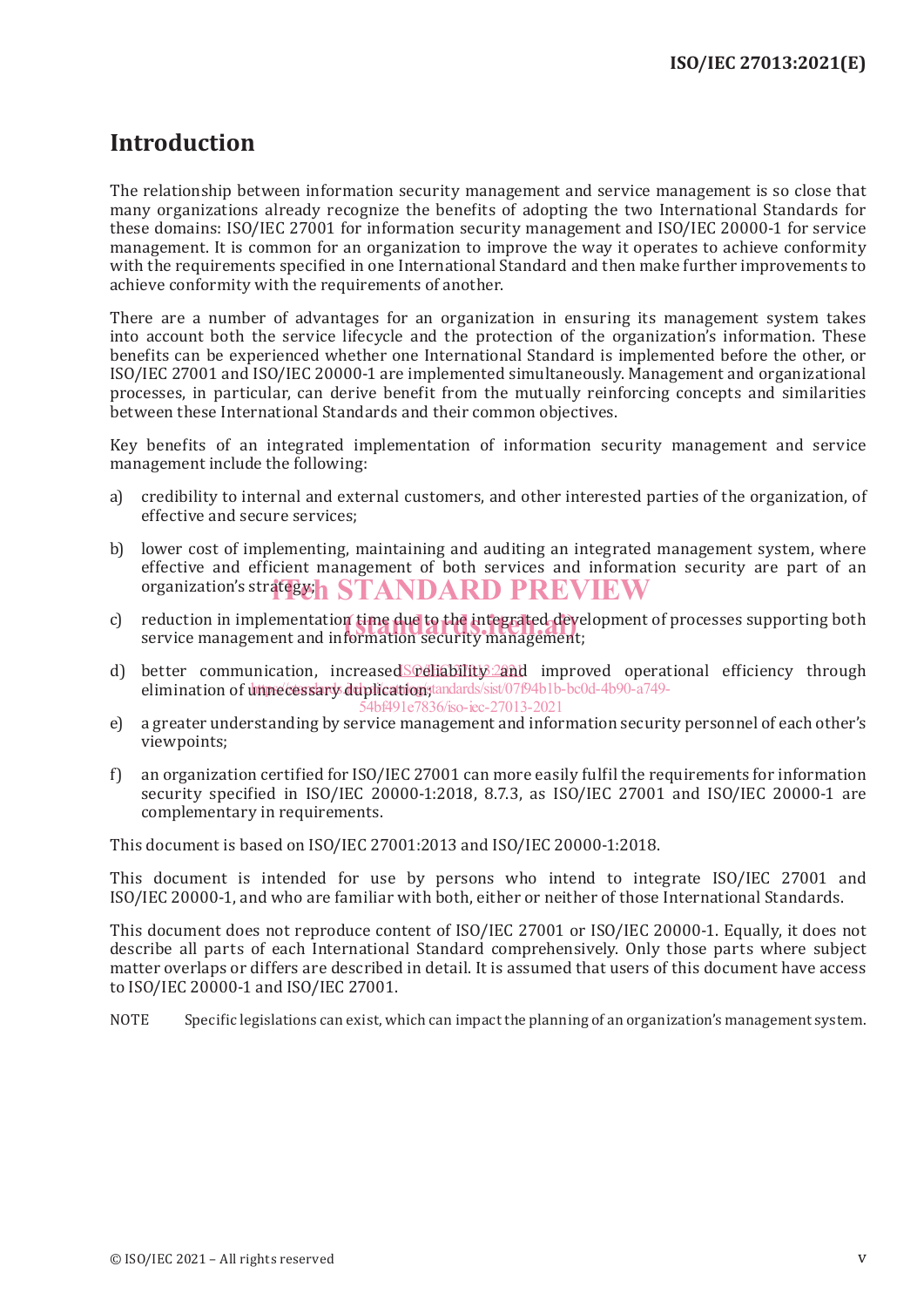# Introduction

The relationship between information security management and service management is so close that many organizations already recognize the benefits of adopting the two International Standards for these domains: ISO/IEC 27001 for information security management and ISO/IEC 20000-1 for service management. It is common for an organization to improve the way it operates to achieve conformity with the requirements specified in one International Standard and then make further improvements to achieve conformity with the requirements of another.

There are a number of advantages for an organization in ensuring its management system takes into account both the service lifecycle and the protection of the organization's information. These benefits can be experienced whether one International Standard is implemented before the other, or ISO/IEC 27001 and ISO/IEC 20000-1 are implemented simultaneously. Management and organizational processes, in particular, can derive benefit from the mutually reinforcing concepts and similarities between these International Standards and their common objectives.

Key benefits of an integrated implementation of information security management and service management include the following:

a) credibility to internal and external customers, and other interested parties of the organization, of effective and secure services;

b) lower cost of implementing, maintaining and auditing an integrated management system, where effective and efficient management of both services and information security are part of an organization's strategy;

c) reduction in implementation time due to the integrated development of processes supporting both service management and information security management;

d) better communication, increased reliability and improved operational efficiency through elimination of unnecessary duplication;

e) a greater understanding by service management and information security personnel of each other's viewpoints;

f) an organization certified for ISO/IEC 27001 can more easily fulfil the requirements for information security specified in ISO/IEC 20000-1:2018, 8.7.3, as ISO/IEC 27001 and ISO/IEC 20000-1 are complementary in requirements.

This document is based on ISO/IEC 27001:2013 and ISO/IEC 20000-1:2018.

This document is intended for use by persons who intend to integrate ISO/IEC 27001 and ISO/IEC 20000-1, and who are familiar with both, either or neither of those International Standards.

This document does not reproduce content of ISO/IEC 27001 or ISO/IEC 20000-1. Equally, it does not describe all parts of each International Standard comprehensively. Only those parts where subject matter overlaps or differs are described in detail. It is assumed that users of this document have access to ISO/IEC 20000-1 and ISO/IEC 27001.

NOTE Specific legislations can exist, which can impact the planning of an organization's management system.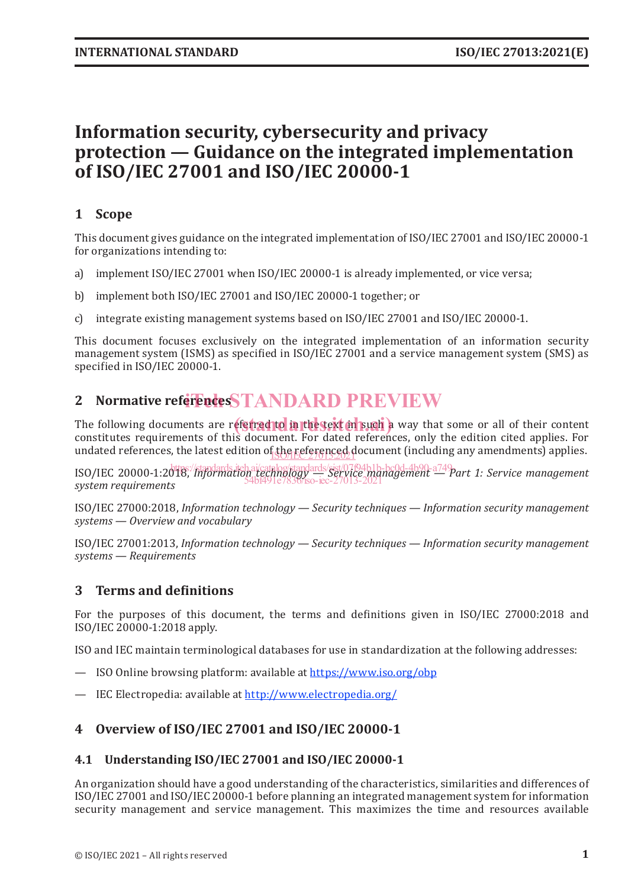# Information security, cybersecurity and privacy protection — Guidance on the integrated implementation of ISO/IEC 27001 and ISO/IEC 20000-1

## 1 Scope

This document gives guidance on the integrated implementation of ISO/IEC 27001 and ISO/IEC 20000-1 for organizations intending to:

a) implement ISO/IEC 27001 when ISO/IEC 20000-1 is already implemented, or vice versa;

b) implement both ISO/IEC 27001 and ISO/IEC 20000-1 together; or

c) integrate existing management systems based on ISO/IEC 27001 and ISO/IEC 20000-1.

This document focuses exclusively on the integrated implementation of an information security management system (ISMS) as specified in ISO/IEC 27001 and a service management system (SMS) as specified in ISO/IEC 20000-1.

## 2 Normative references

The following documents are referred to in the text in such a way that some or all of their content constitutes requirements of this document. For dated references, only the edition cited applies. For undated references, the latest edition of the referenced document (including any amendments) applies.

ISO/IEC 20000-1:2018, *Information technology — Service management — Part 1: Service management system requirements*

ISO/IEC 27000:2018, *Information technology — Security techniques — Information security management systems — Overview and vocabulary*

ISO/IEC 27001:2013, *Information technology — Security techniques — Information security management systems — Requirements*

## 3 Terms and definitions

For the purposes of this document, the terms and definitions given in ISO/IEC 27000:2018 and ISO/IEC 20000-1:2018 apply.

ISO and IEC maintain terminological databases for use in standardization at the following addresses:

— ISO Online browsing platform: available at https://www.iso.org/obp

— IEC Electropedia: available at http://www.electropedia.org/

## 4 Overview of ISO/IEC 27001 and ISO/IEC 20000-1

### 4.1 Understanding ISO/IEC 27001 and ISO/IEC 20000-1

An organization should have a good understanding of the characteristics, similarities and differences of ISO/IEC 27001 and ISO/IEC 20000-1 before planning an integrated management system for information security management and service management. This maximizes the time and resources available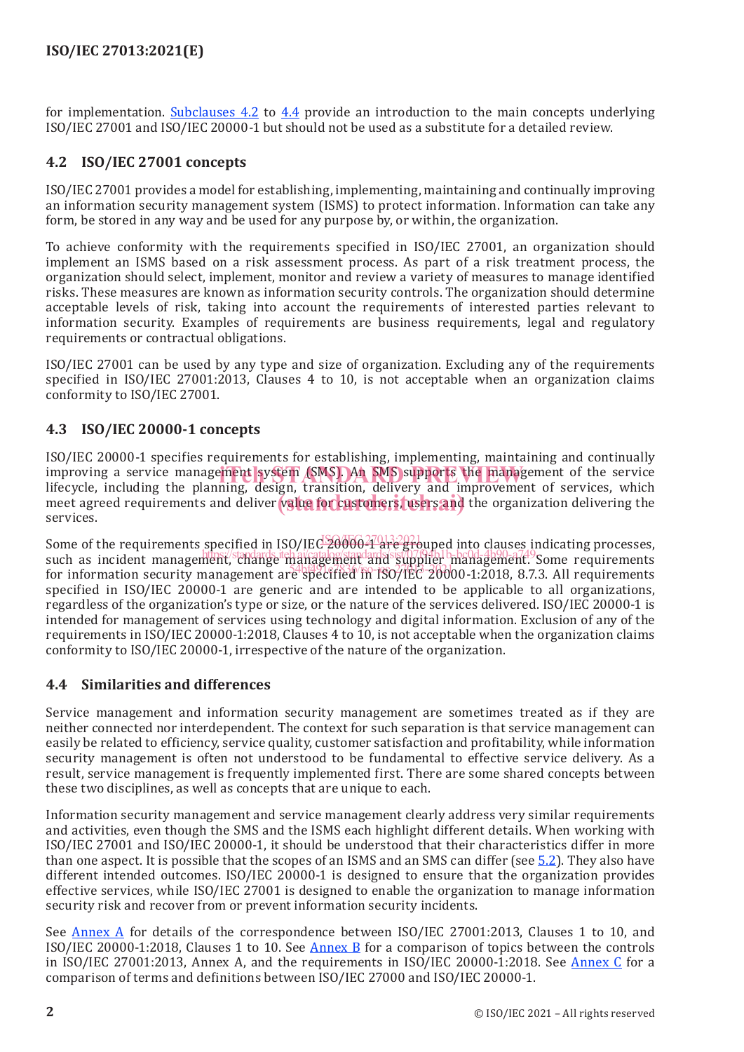for implementation. Subclauses 4.2 to 4.4 provide an introduction to the main concepts underlying ISO/IEC 27001 and ISO/IEC 20000-1 but should not be used as a substitute for a detailed review.

## 4.2 ISO/IEC 27001 concepts

ISO/IEC 27001 provides a model for establishing, implementing, maintaining and continually improving an information security management system (ISMS) to protect information. Information can take any form, be stored in any way and be used for any purpose by, or within, the organization.

To achieve conformity with the requirements specified in ISO/IEC 27001, an organization should implement an ISMS based on a risk assessment process. As part of a risk treatment process, the organization should select, implement, monitor and review a variety of measures to manage identified risks. These measures are known as information security controls. The organization should determine acceptable levels of risk, taking into account the requirements of interested parties relevant to information security. Examples of requirements are business requirements, legal and regulatory requirements or contractual obligations.

ISO/IEC 27001 can be used by any type and size of organization. Excluding any of the requirements specified in ISO/IEC 27001:2013, Clauses 4 to 10, is not acceptable when an organization claims conformity to ISO/IEC 27001.

## 4.3 ISO/IEC 20000-1 concepts

ISO/IEC 20000-1 specifies requirements for establishing, implementing, maintaining and continually improving a service management system (SMS). An SMS supports the management of the service lifecycle, including the planning, design, transition, delivery and improvement of services, which meet agreed requirements and deliver value for customers, users and the organization delivering the services.

Some of the requirements specified in ISO/IEC 20000-1 are grouped into clauses indicating processes, such as incident management, change management and supplier management. Some requirements for information security management are specified in ISO/IEC 20000-1:2018, 8.7.3. All requirements specified in ISO/IEC 20000-1 are generic and are intended to be applicable to all organizations, regardless of the organization's type or size, or the nature of the services delivered. ISO/IEC 20000-1 is intended for management of services using technology and digital information. Exclusion of any of the requirements in ISO/IEC 20000-1:2018, Clauses 4 to 10, is not acceptable when the organization claims conformity to ISO/IEC 20000-1, irrespective of the nature of the organization.

## 4.4 Similarities and differences

Service management and information security management are sometimes treated as if they are neither connected nor interdependent. The context for such separation is that service management can easily be related to efficiency, service quality, customer satisfaction and profitability, while information security management is often not understood to be fundamental to effective service delivery. As a result, service management is frequently implemented first. There are some shared concepts between these two disciplines, as well as concepts that are unique to each.

Information security management and service management clearly address very similar requirements and activities, even though the SMS and the ISMS each highlight different details. When working with ISO/IEC 27001 and ISO/IEC 20000-1, it should be understood that their characteristics differ in more than one aspect. It is possible that the scopes of an ISMS and an SMS can differ (see 5.2). They also have different intended outcomes. ISO/IEC 20000-1 is designed to ensure that the organization provides effective services, while ISO/IEC 27001 is designed to enable the organization to manage information security risk and recover from or prevent information security incidents.

See Annex A for details of the correspondence between ISO/IEC 27001:2013, Clauses 1 to 10, and ISO/IEC 20000-1:2018, Clauses 1 to 10. See Annex B for a comparison of topics between the controls in ISO/IEC 27001:2013, Annex A, and the requirements in ISO/IEC 20000-1:2018. See Annex C for a comparison of terms and definitions between ISO/IEC 27000 and ISO/IEC 20000-1.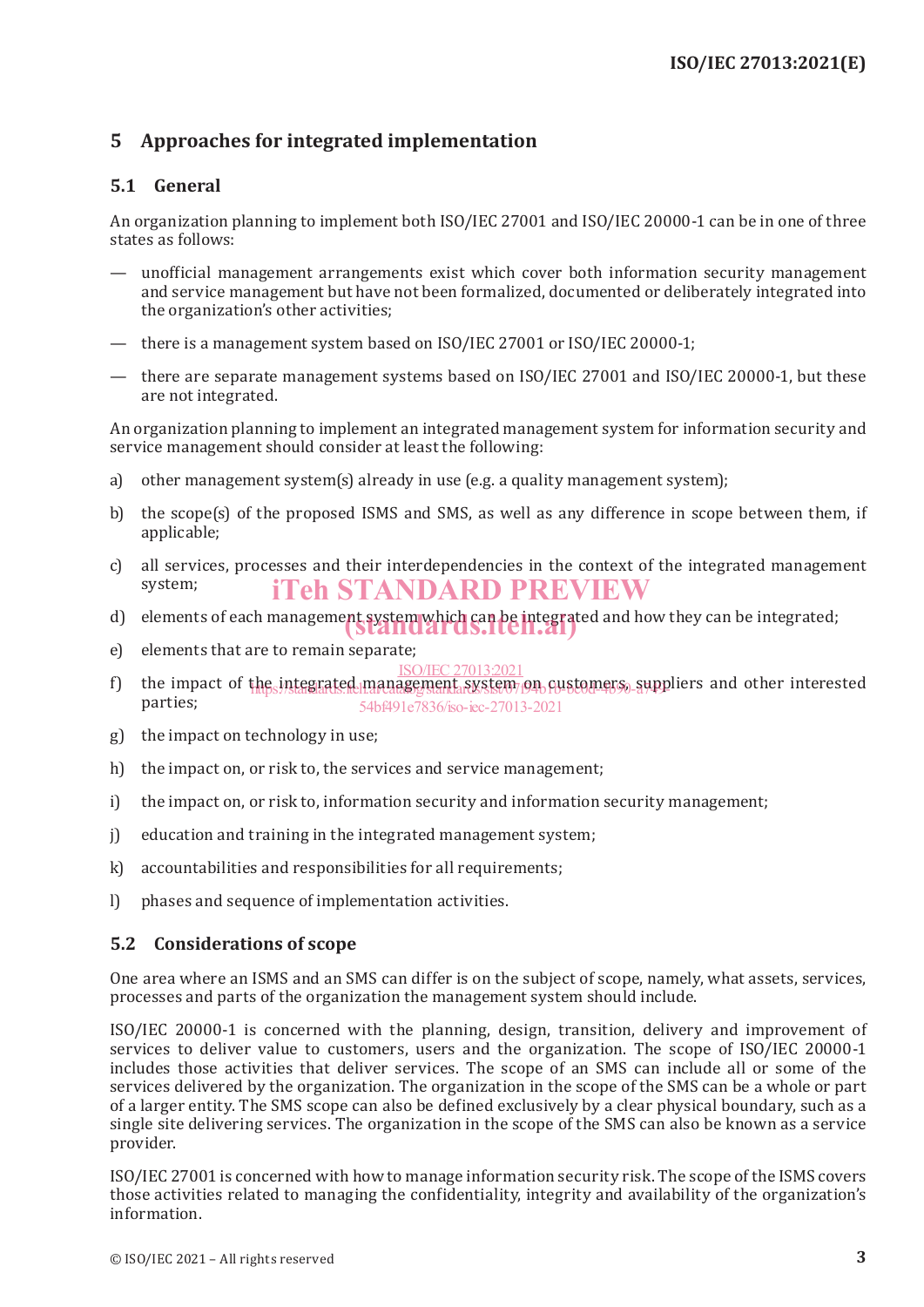## 5 Approaches for integrated implementation

### 5.1 General

An organization planning to implement both ISO/IEC 27001 and ISO/IEC 20000-1 can be in one of three states as follows:

— unofficial management arrangements exist which cover both information security management and service management but have not been formalized, documented or deliberately integrated into the organization's other activities;

— there is a management system based on ISO/IEC 27001 or ISO/IEC 20000-1;

— there are separate management systems based on ISO/IEC 27001 and ISO/IEC 20000-1, but these are not integrated.

An organization planning to implement an integrated management system for information security and service management should consider at least the following:

a) other management system(s) already in use (e.g. a quality management system);

b) the scope(s) of the proposed ISMS and SMS, as well as any difference in scope between them, if applicable;

c) all services, processes and their interdependencies in the context of the integrated management system;

d) elements of each management system which can be integrated and how they can be integrated;

e) elements that are to remain separate;

f) the impact of the integrated management system on customers, suppliers and other interested parties;

g) the impact on technology in use;

h) the impact on, or risk to, the services and service management;

i) the impact on, or risk to, information security and information security management;

j) education and training in the integrated management system;

k) accountabilities and responsibilities for all requirements;

l) phases and sequence of implementation activities.

### 5.2 Considerations of scope

One area where an ISMS and an SMS can differ is on the subject of scope, namely, what assets, services, processes and parts of the organization the management system should include.

ISO/IEC 20000-1 is concerned with the planning, design, transition, delivery and improvement of services to deliver value to customers, users and the organization. The scope of ISO/IEC 20000-1 includes those activities that deliver services. The scope of an SMS can include all or some of the services delivered by the organization. The organization in the scope of the SMS can be a whole or part of a larger entity. The SMS scope can also be defined exclusively by a clear physical boundary, such as a single site delivering services. The organization in the scope of the SMS can also be known as a service provider.

ISO/IEC 27001 is concerned with how to manage information security risk. The scope of the ISMS covers those activities related to managing the confidentiality, integrity and availability of the organization's information.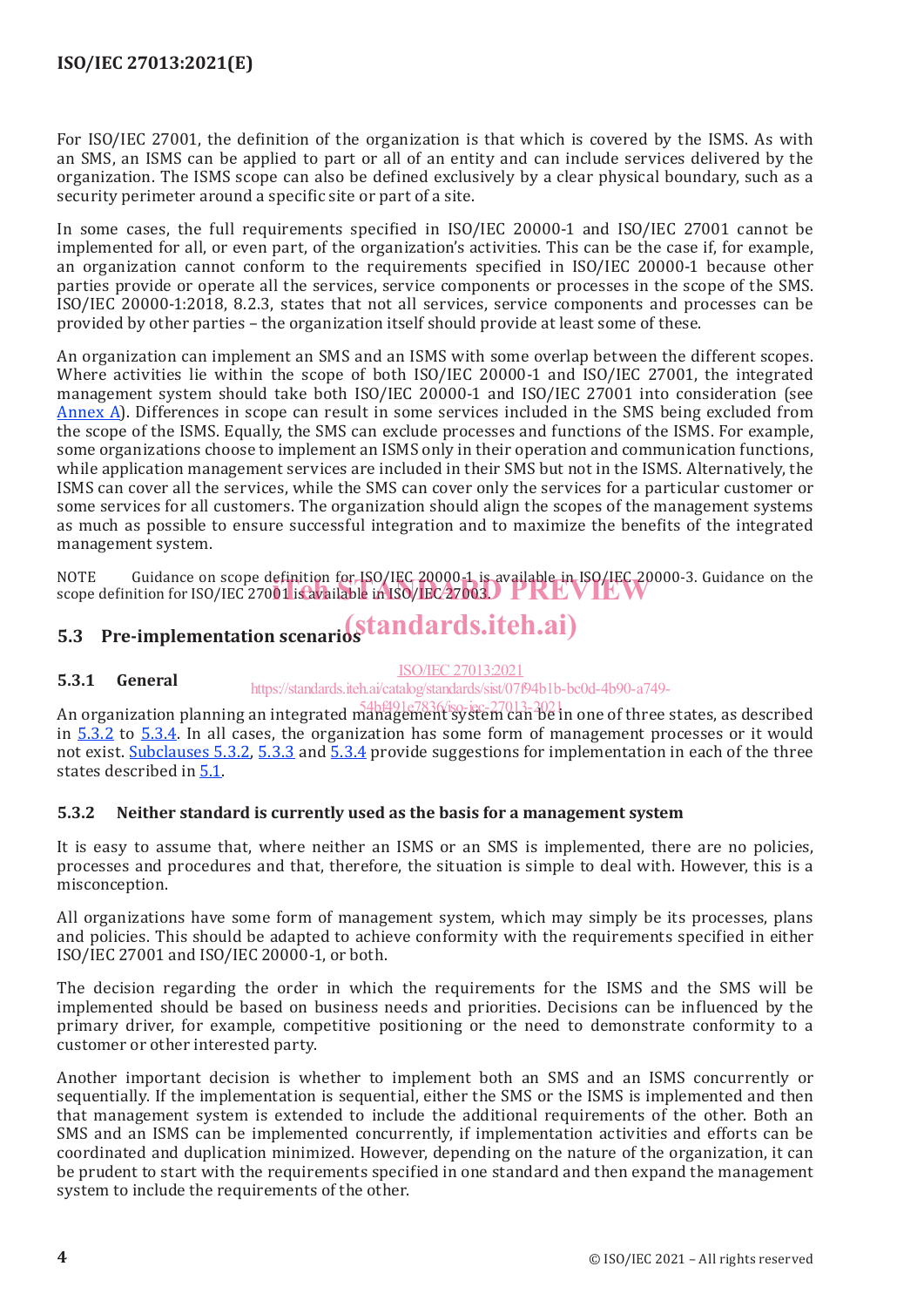For ISO/IEC 27001, the definition of the organization is that which is covered by the ISMS. As with an SMS, an ISMS can be applied to part or all of an entity and can include services delivered by the organization. The ISMS scope can also be defined exclusively by a clear physical boundary, such as a security perimeter around a specific site or part of a site.

In some cases, the full requirements specified in ISO/IEC 20000-1 and ISO/IEC 27001 cannot be implemented for all, or even part, of the organization's activities. This can be the case if, for example, an organization cannot conform to the requirements specified in ISO/IEC 20000-1 because other parties provide or operate all the services, service components or processes in the scope of the SMS. ISO/IEC 20000-1:2018, 8.2.3, states that not all services, service components and processes can be provided by other parties – the organization itself should provide at least some of these.

An organization can implement an SMS and an ISMS with some overlap between the different scopes. Where activities lie within the scope of both ISO/IEC 20000-1 and ISO/IEC 27001, the integrated management system should take both ISO/IEC 20000-1 and ISO/IEC 27001 into consideration (see Annex A). Differences in scope can result in some services included in the SMS being excluded from the scope of the ISMS. Equally, the SMS can exclude processes and functions of the ISMS. For example, some organizations choose to implement an ISMS only in their operation and communication functions, while application management services are included in their SMS but not in the ISMS. Alternatively, the ISMS can cover all the services, while the SMS can cover only the services for a particular customer or some services for all customers. The organization should align the scopes of the management systems as much as possible to ensure successful integration and to maximize the benefits of the integrated management system.

NOTE Guidance on scope definition for ISO/IEC 20000-1 is available in ISO/IEC 20000-3. Guidance on the scope definition for ISO/IEC 27001 is available in ISO/IEC 27003.

## 5.3 Pre-implementation scenarios

### 5.3.1 General

An organization planning an integrated management system can be in one of three states, as described in 5.3.2 to 5.3.4. In all cases, the organization has some form of management processes or it would not exist. Subclauses 5.3.2, 5.3.3 and 5.3.4 provide some suggestions for implementation in each of the three states described in 5.1.

### 5.3.2 Neither standard is currently used as the basis for a management system

It is easy to assume that, where neither an ISMS or an SMS is implemented, there are no policies, processes and procedures and that, therefore, the situation is simple to deal with. However, this is a misconception.

All organizations have some form of management system, which may simply be its processes, plans and policies. This should be adapted to achieve conformity with the requirements specified in either ISO/IEC 27001 and ISO/IEC 20000-1, or both.

The decision regarding the order in which the requirements for the ISMS and the SMS will be implemented should be based on business needs and priorities. Decisions can be influenced by the primary driver, for example, competitive positioning or the need to demonstrate conformity to a customer or other interested party.

Another important decision is whether to implement both an SMS and an ISMS concurrently or sequentially. If the implementation is sequential, either the SMS or the ISMS is implemented and then that management system is extended to include the additional requirements of the other. Both an SMS and an ISMS can be implemented concurrently, if implementation activities and efforts can be coordinated and duplication minimized. However, depending on the nature of the organization, it can be prudent to start with the requirements specified in one standard and then expand the management system to include the requirements of the other.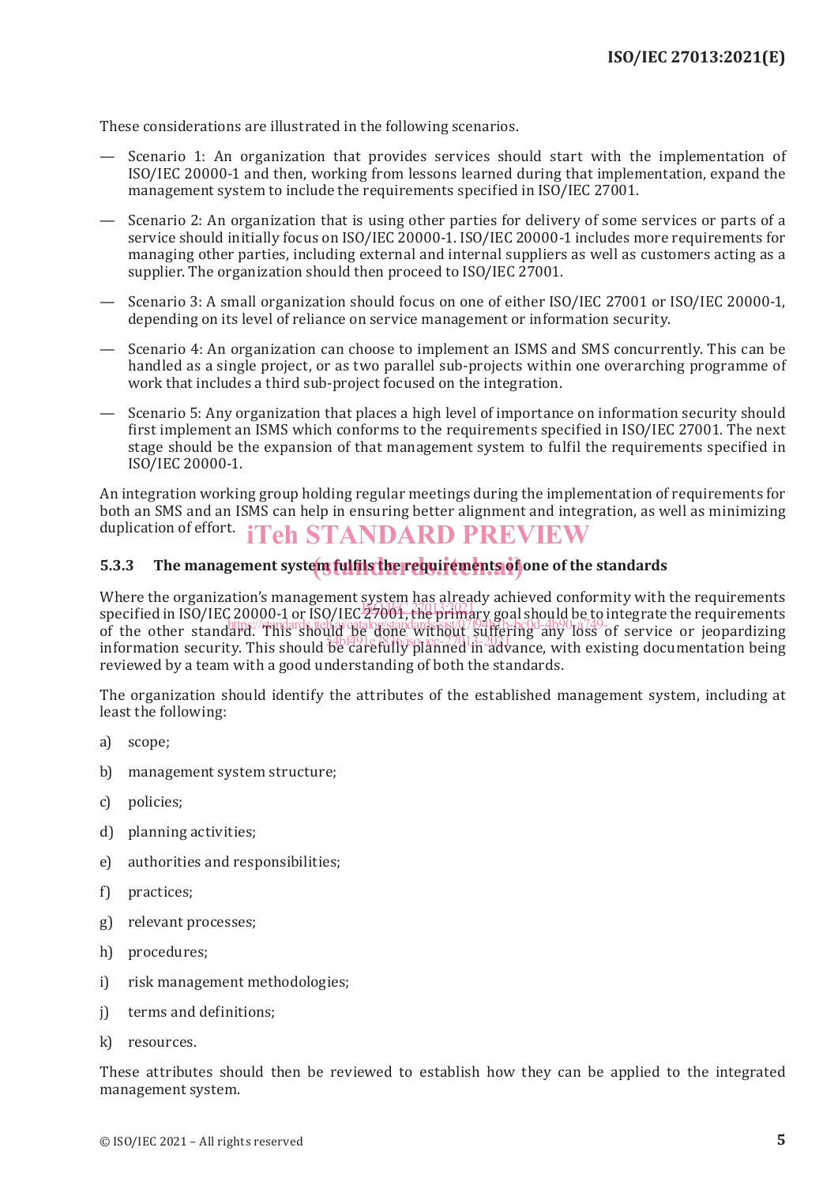These considerations are illustrated in the following scenarios.

— Scenario 1: An organization that provides services should start with the implementation of ISO/IEC 20000-1 and then, working from lessons learned during that implementation, expand the management system to include the requirements specified in ISO/IEC 27001.

— Scenario 2: An organization that is using other parties for delivery of some services or parts of a service should initially focus on ISO/IEC 20000-1. ISO/IEC 20000-1 includes more requirements for managing other parties, including external and internal suppliers as well as customers acting as a supplier. The organization should then proceed to ISO/IEC 27001.

— Scenario 3: A small organization should focus on one of either ISO/IEC 27001 or ISO/IEC 20000-1, depending on its level of reliance on service management or information security.

— Scenario 4: An organization can choose to implement an ISMS and SMS concurrently. This can be handled as a single project, or as two parallel sub-projects within one overarching programme of work that includes a third sub-project focused on the integration.

— Scenario 5: Any organization that places a high level of importance on information security should first implement an ISMS which conforms to the requirements specified in ISO/IEC 27001. The next stage should be the expansion of that management system to fulfil the requirements specified in ISO/IEC 20000-1.

An integration working group holding regular meetings during the implementation of requirements for both an SMS and an ISMS can help in ensuring better alignment and integration, as well as minimizing duplication of effort.

### 5.3.3 The management system fulfils the requirements of one of the standards

Where the organization's management system has already achieved conformity with the requirements specified in ISO/IEC 20000-1 or ISO/IEC 27001, the primary goal should be to integrate the requirements of the other standard. This should be done without suffering any loss of service or jeopardizing information security. This should be carefully planned in advance, with existing documentation being reviewed by a team with a good understanding of both the standards.

The organization should identify the attributes of the established management system, including at least the following:

a) scope;

b) management system structure;

c) policies;

d) planning activities;

e) authorities and responsibilities;

f) practices;

g) relevant processes;

h) procedures;

i) risk management methodologies;

j) terms and definitions;

k) resources.

These attributes should then be reviewed to establish how they can be applied to the integrated management system.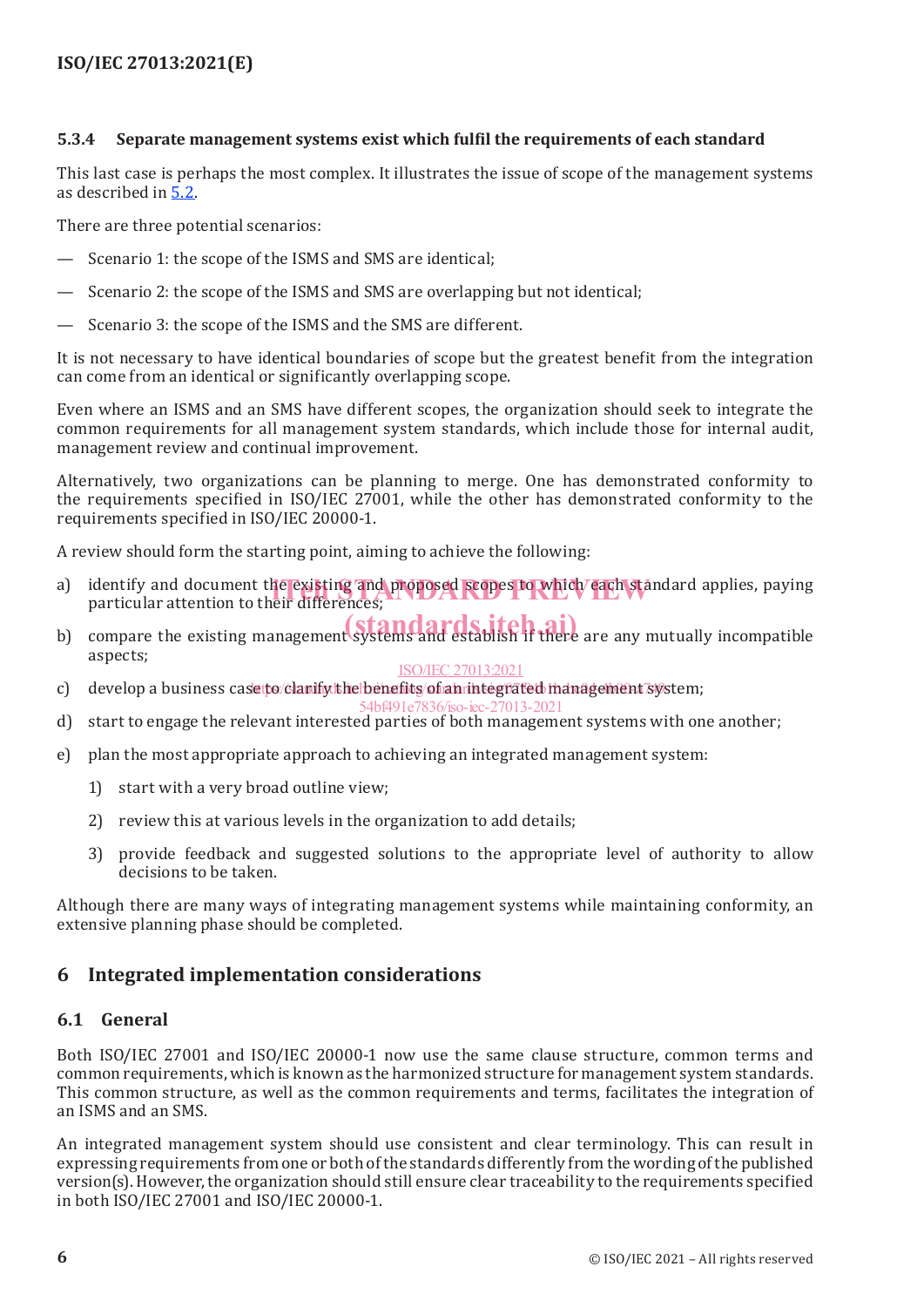### 5.3.4 Separate management systems exist which fulfil the requirements of each standard

This last case is perhaps the most complex. It illustrates the issue of scope of the management systems as described in 5.2.

There are three potential scenarios:

— Scenario 1: the scope of the ISMS and SMS are identical;

— Scenario 2: the scope of the ISMS and SMS are overlapping but not identical;

— Scenario 3: the scope of the ISMS and the SMS are different.

It is not necessary to have identical boundaries of scope but the greatest benefit from the integration can come from an identical or significantly overlapping scope.

Even where an ISMS and an SMS have different scopes, the organization should seek to integrate the common requirements for all management system standards, which include those for internal audit, management review and continual improvement.

Alternatively, two organizations can be planning to merge. One has demonstrated conformity to the requirements specified in ISO/IEC 27001, while the other has demonstrated conformity to the requirements specified in ISO/IEC 20000-1.

A review should form the starting point, aiming to achieve the following:

a) identify and document the existing and proposed scopes to which each standard applies, paying particular attention to their differences;

b) compare the existing management systems and establish if there are any mutually incompatible aspects;

c) develop a business case to clarify the benefits of an integrated management system;

d) start to engage the relevant interested parties of both management systems with one another;

e) plan the most appropriate approach to achieving an integrated management system:

   1) start with a very broad outline view;

   2) review this at various levels in the organization to add details;

   3) provide feedback and suggested solutions to the appropriate level of authority to allow decisions to be taken.

Although there are many ways of integrating management systems while maintaining conformity, an extensive planning phase should be completed.

## 6 Integrated implementation considerations

### 6.1 General

Both ISO/IEC 27001 and ISO/IEC 20000-1 now use the same clause structure, common terms and common requirements, which is known as the harmonized structure for management system standards. This common structure, as well as the common requirements and terms, facilitates the integration of an ISMS and an SMS.

An integrated management system should use consistent and clear terminology. This can result in expressing requirements from one or both of the standards differently from the wording of the published version(s). However, the organization should still ensure clear traceability to the requirements specified in both ISO/IEC 27001 and ISO/IEC 20000-1.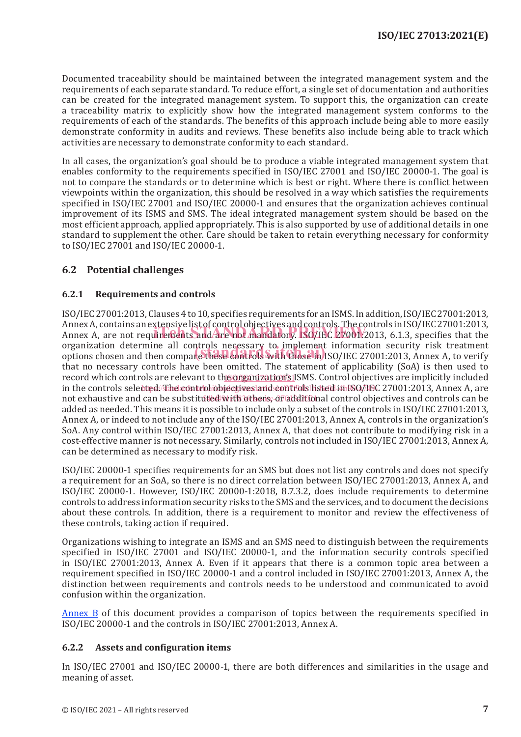Documented traceability should be maintained between the integrated management system and the requirements of each separate standard. To reduce effort, a single set of documentation and authorities can be created for the integrated management system. To support this, the organization can create a traceability matrix to explicitly show how the integrated management system conforms to the requirements of each of the standards. The benefits of this approach include being able to more easily demonstrate conformity in audits and reviews. These benefits also include being able to track which activities are necessary to demonstrate conformity to each standard.

In all cases, the organization's goal should be to produce a viable integrated management system that enables conformity to the requirements specified in ISO/IEC 27001 and ISO/IEC 20000-1. The goal is not to compare the standards or to determine which is best or right. Where there is conflict between viewpoints within the organization, this should be resolved in a way which satisfies the requirements specified in ISO/IEC 27001 and ISO/IEC 20000-1 and ensures that the organization achieves continual improvement of its ISMS and SMS. The ideal integrated management system should be based on the most efficient approach, applied appropriately. This is also supported by use of additional details in one standard to supplement the other. Care should be taken to retain everything necessary for conformity to ISO/IEC 27001 and ISO/IEC 20000-1.

## 6.2 Potential challenges

### 6.2.1 Requirements and controls

ISO/IEC 27001:2013, Clauses 4 to 10, specifies requirements for an ISMS. In addition, ISO/IEC 27001:2013, Annex A, contains an extensive list of control objectives and controls. The controls in ISO/IEC 27001:2013, Annex A, are not requirements and are not mandatory. ISO/IEC 27001:2013, 6.1.3, specifies that the organization determine all controls necessary to implement information security risk treatment options chosen and then compare these controls with those in ISO/IEC 27001:2013, Annex A, to verify that no necessary controls have been omitted. The statement of applicability (SoA) is then used to record which controls are relevant to the organization's ISMS. Control objectives are implicitly included in the controls selected. The control objectives and controls listed in ISO/IEC 27001:2013, Annex A, are not exhaustive and can be substituted with others, or additional control objectives and controls can be added as needed. This means it is possible to include only a subset of the controls in ISO/IEC 27001:2013, Annex A, or indeed to not include any of the ISO/IEC 27001:2013, Annex A, controls in the organization's SoA. Any control within ISO/IEC 27001:2013, Annex A, that does not contribute to modifying risk in a cost-effective manner is not necessary. Similarly, controls not included in ISO/IEC 27001:2013, Annex A, can be determined as necessary to modify risk.

ISO/IEC 20000-1 specifies requirements for an SMS but does not list any controls and does not specify a requirement for an SoA, so there is no direct correlation between ISO/IEC 27001:2013, Annex A, and ISO/IEC 20000-1. However, ISO/IEC 20000-1:2018, 8.7.3.2, does include requirements to determine controls to address information security risks to the SMS and the services, and to document the decisions about these controls. In addition, there is a requirement to monitor and review the effectiveness of these controls, taking action if required.

Organizations wishing to integrate an ISMS and an SMS need to distinguish between the requirements specified in ISO/IEC 27001 and ISO/IEC 20000-1, and the information security controls specified in ISO/IEC 27001:2013, Annex A. Even if it appears that there is a common topic area between a requirement specified in ISO/IEC 20000-1 and a control included in ISO/IEC 27001:2013, Annex A, the distinction between requirements and controls needs to be understood and communicated to avoid confusion within the organization.

Annex B of this document provides a comparison of topics between the requirements specified in ISO/IEC 20000-1 and the controls in ISO/IEC 27001:2013, Annex A.

### 6.2.2 Assets and configuration items

In ISO/IEC 27001 and ISO/IEC 20000-1, there are both differences and similarities in the usage and meaning of asset.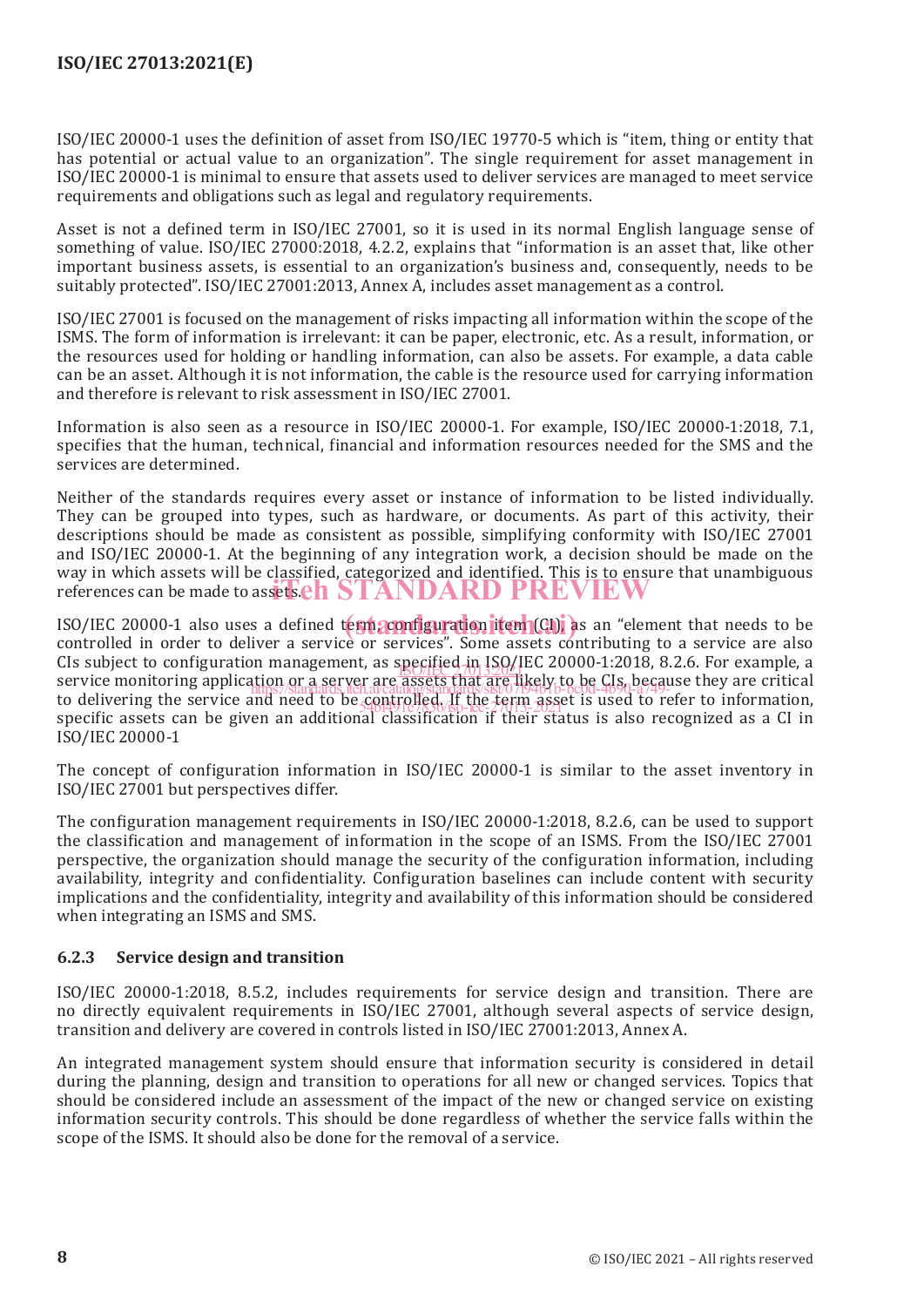ISO/IEC 20000-1 uses the definition of asset from ISO/IEC 19770-5 which is "item, thing or entity that has potential or actual value to an organization". The single requirement for asset management in ISO/IEC 20000-1 is minimal to ensure that assets used to deliver services are managed to meet service requirements and obligations such as legal and regulatory requirements.

Asset is not a defined term in ISO/IEC 27001, so it is used in its normal English language sense of something of value. ISO/IEC 27000:2018, 4.2.2, explains that "information is an asset that, like other important business assets, is essential to an organization's business and, consequently, needs to be suitably protected". ISO/IEC 27001:2013, Annex A, includes asset management as a control.

ISO/IEC 27001 is focused on the management of risks impacting all information within the scope of the ISMS. The form of information is irrelevant: it can be paper, electronic, etc. As a result, information, or the resources used for holding or handling information, can also be assets. For example, a data cable can be an asset. Although it is not information, the cable is the resource used for carrying information and therefore is relevant to risk assessment in ISO/IEC 27001.

Information is also seen as a resource in ISO/IEC 20000-1. For example, ISO/IEC 20000-1:2018, 7.1, specifies that the human, technical, financial and information resources needed for the SMS and the services are determined.

Neither of the standards requires every asset or instance of information to be listed individually. They can be grouped into types, such as hardware, or documents. As part of this activity, their descriptions should be made as consistent as possible, simplifying conformity with ISO/IEC 27001 and ISO/IEC 20000-1. At the beginning of any integration work, a decision should be made on the way in which assets will be classified, categorized and identified. This is to ensure that unambiguous references can be made to assets.

ISO/IEC 20000-1 also uses a defined term configuration item (CI), as an "element that needs to be controlled in order to deliver a service or services". Some assets contributing to a service are also CIs subject to configuration management, as specified in ISO/IEC 20000-1:2018, 8.2.6. For example, a service monitoring application or a server are assets that are likely to be CIs, because they are critical to delivering the service and need to be controlled. If the term asset is used to refer to information, specific assets can be given an additional classification if their status is also recognized as a CI in ISO/IEC 20000-1

The concept of configuration information in ISO/IEC 20000-1 is similar to the asset inventory in ISO/IEC 27001 but perspectives differ.

The configuration management requirements in ISO/IEC 20000-1:2018, 8.2.6, can be used to support the classification and management of information in the scope of an ISMS. From the ISO/IEC 27001 perspective, the organization should manage the security of the configuration information, including availability, integrity and confidentiality. Configuration baselines can include content with security implications and the confidentiality, integrity and availability of this information should be considered when integrating an ISMS and SMS.

### 6.2.3 Service design and transition

ISO/IEC 20000-1:2018, 8.5.2, includes requirements for service design and transition. There are no directly equivalent requirements in ISO/IEC 27001, although several aspects of service design, transition and delivery are covered in controls listed in ISO/IEC 27001:2013, Annex A.

An integrated management system should ensure that information security is considered in detail during the planning, design and transition to operations for all new or changed services. Topics that should be considered include an assessment of the impact of the new or changed service on existing information security controls. This should be done regardless of whether the service falls within the scope of the ISMS. It should also be done for the removal of a service.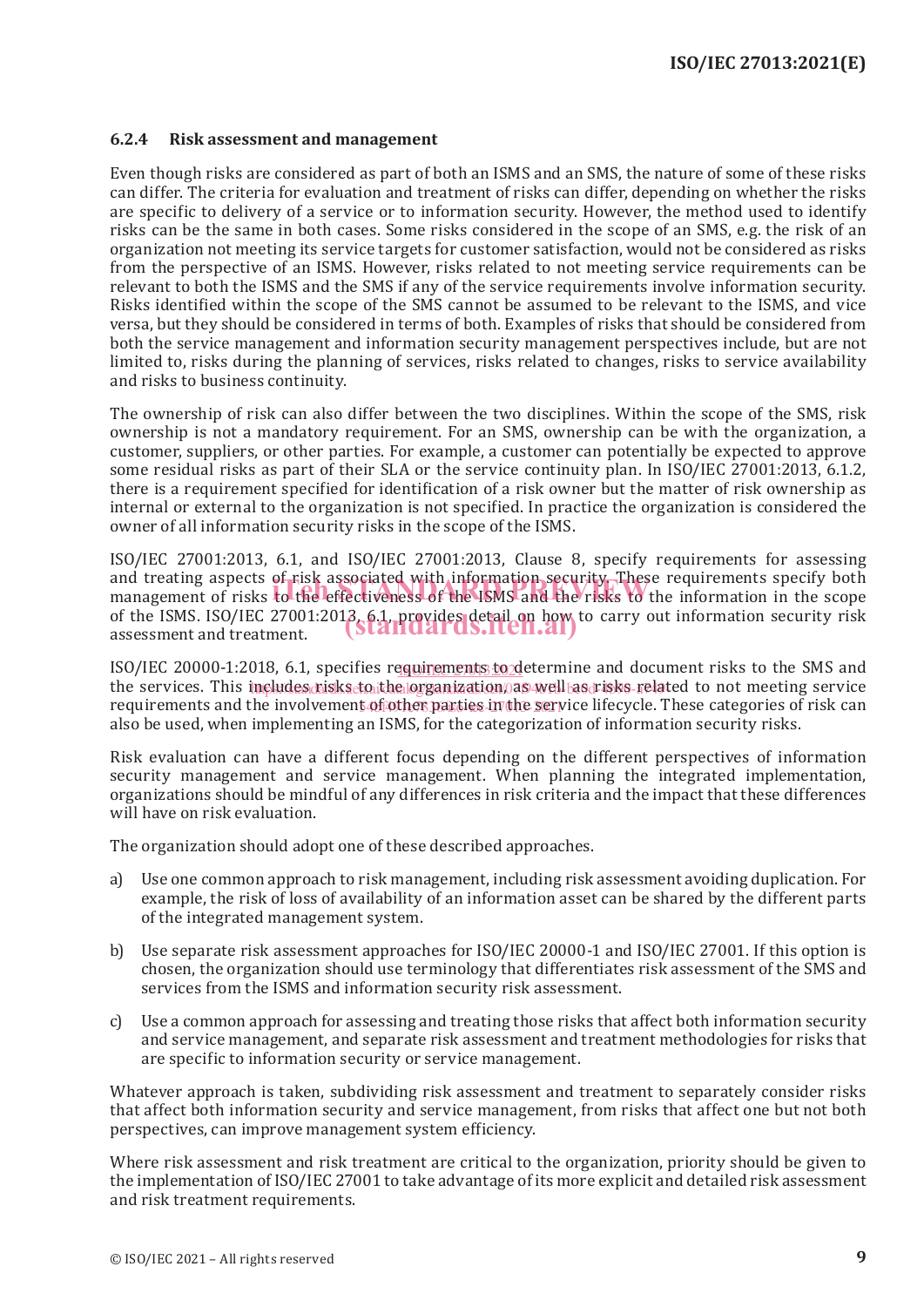### 6.2.4 Risk assessment and management

Even though risks are considered as part of both an ISMS and an SMS, the nature of some of these risks can differ. The criteria for evaluation and treatment of risks can differ, depending on whether the risks are specific to delivery of a service or to information security. However, the method used to identify risks can be the same in both cases. Some risks considered in the scope of an SMS, e.g. the risk of an organization not meeting its service targets for customer satisfaction, would not be considered as risks from the perspective of an ISMS. However, risks related to not meeting service requirements can be relevant to both the ISMS and the SMS if any of the service requirements involve information security. Risks identified within the scope of the SMS cannot be assumed to be relevant to the ISMS, and vice versa, but they should be considered in terms of both. Examples of risks that should be considered from both the service management and information security management perspectives include, but are not limited to, risks during the planning of services, risks related to changes, risks to service availability and risks to business continuity.

The ownership of risk can also differ between the two disciplines. Within the scope of the SMS, risk ownership is not a mandatory requirement. For an SMS, ownership can be with the organization, a customer, suppliers, or other parties. For example, a customer can potentially be expected to approve some residual risks as part of their SLA or the service continuity plan. In ISO/IEC 27001:2013, 6.1.2, there is a requirement specified for identification of a risk owner but the matter of risk ownership as internal or external to the organization is not specified. In practice the organization is considered the owner of all information security risks in the scope of the ISMS.

ISO/IEC 27001:2013, 6.1, and ISO/IEC 27001:2013, Clause 8, specify requirements for assessing and treating aspects of risk associated with information security. These requirements specify both management of risks to the effectiveness of the ISMS and the risks to the information in the scope of the ISMS. ISO/IEC 27001:2013, 6.1, provides detail on how to carry out information security risk assessment and treatment.

ISO/IEC 20000-1:2018, 6.1, specifies requirements to determine and document risks to the SMS and the services. This includes risks to the organization, as well as risks related to not meeting service requirements and the involvement of other parties in the service lifecycle. These categories of risk can also be used, when implementing an ISMS, for the categorization of information security risks.

Risk evaluation can have a different focus depending on the different perspectives of information security management and service management. When planning the integrated implementation, organizations should be mindful of any differences in risk criteria and the impact that these differences will have on risk evaluation.

The organization should adopt one of these described approaches.

a) Use one common approach to risk management, including risk assessment avoiding duplication. For example, the risk of loss of availability of an information asset can be shared by the different parts of the integrated management system.

b) Use separate risk assessment approaches for ISO/IEC 20000-1 and ISO/IEC 27001. If this option is chosen, the organization should use terminology that differentiates risk assessment of the SMS and services from the ISMS and information security risk assessment.

c) Use a common approach for assessing and treating those risks that affect both information security and service management, and separate risk assessment and treatment methodologies for risks that are specific to information security or service management.

Whatever approach is taken, subdividing risk assessment and treatment to separately consider risks that affect both information security and service management, from risks that affect one but not both perspectives, can improve management system efficiency.

Where risk assessment and risk treatment are critical to the organization, priority should be given to the implementation of ISO/IEC 27001 to take advantage of its more explicit and detailed risk assessment and risk treatment requirements.